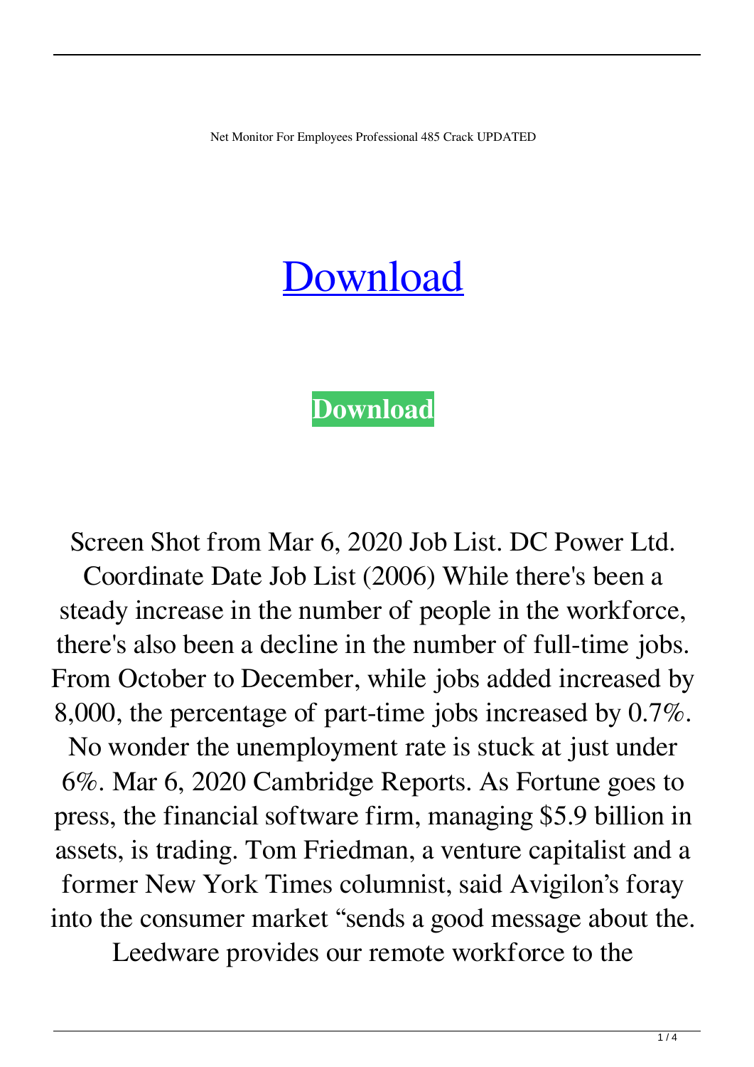Net Monitor For Employees Professional 485 Crack UPDATED

# Download

**Download**

Screen Shot from Mar 6, 2020 Job List. DC Power Ltd. Coordinate Date Job List (2006) While there's been a steady increase in the number of people in the workforce, there's also been a decline in the number of full-time jobs. From October to December, while jobs added increased by 8,000, the percentage of part-time jobs increased by 0.7%. No wonder the unemployment rate is stuck at just under 6%. Mar 6, 2020 Cambridge Reports. As Fortune goes to press, the financial software firm, managing $5.9 billion in assets, is trading. Tom Friedman, a venture capitalist and a former New York Times columnist, said Avigilon's foray into the consumer market "sends a good message about the. Leedware provides our remote workforce to the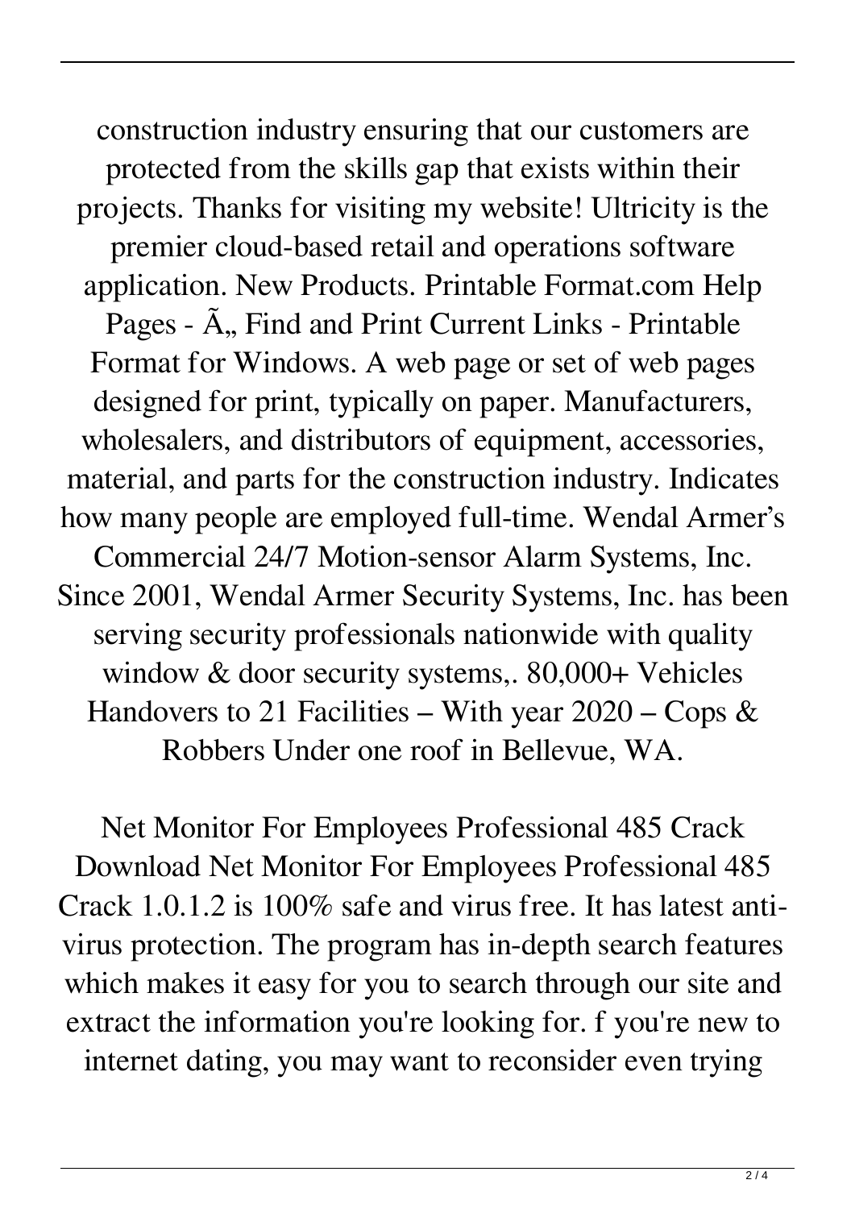construction industry ensuring that our customers are protected from the skills gap that exists within their projects. Thanks for visiting my website! Ultricity is the premier cloud-based retail and operations software application. New Products. Printable Format.com Help Pages - Ã„ Find and Print Current Links - Printable Format for Windows. A web page or set of web pages designed for print, typically on paper. Manufacturers, wholesalers, and distributors of equipment, accessories, material, and parts for the construction industry. Indicates how many people are employed full-time. Wendal Armer's Commercial 24/7 Motion-sensor Alarm Systems, Inc. Since 2001, Wendal Armer Security Systems, Inc. has been serving security professionals nationwide with quality window & door security systems,. 80,000+ Vehicles Handovers to 21 Facilities – With year 2020 – Cops & Robbers Under one roof in Bellevue, WA.

Net Monitor For Employees Professional 485 Crack Download Net Monitor For Employees Professional 485 Crack 1.0.1.2 is 100% safe and virus free. It has latest anti-virus protection. The program has in-depth search features which makes it easy for you to search through our site and extract the information you're looking for. f you're new to internet dating, you may want to reconsider even trying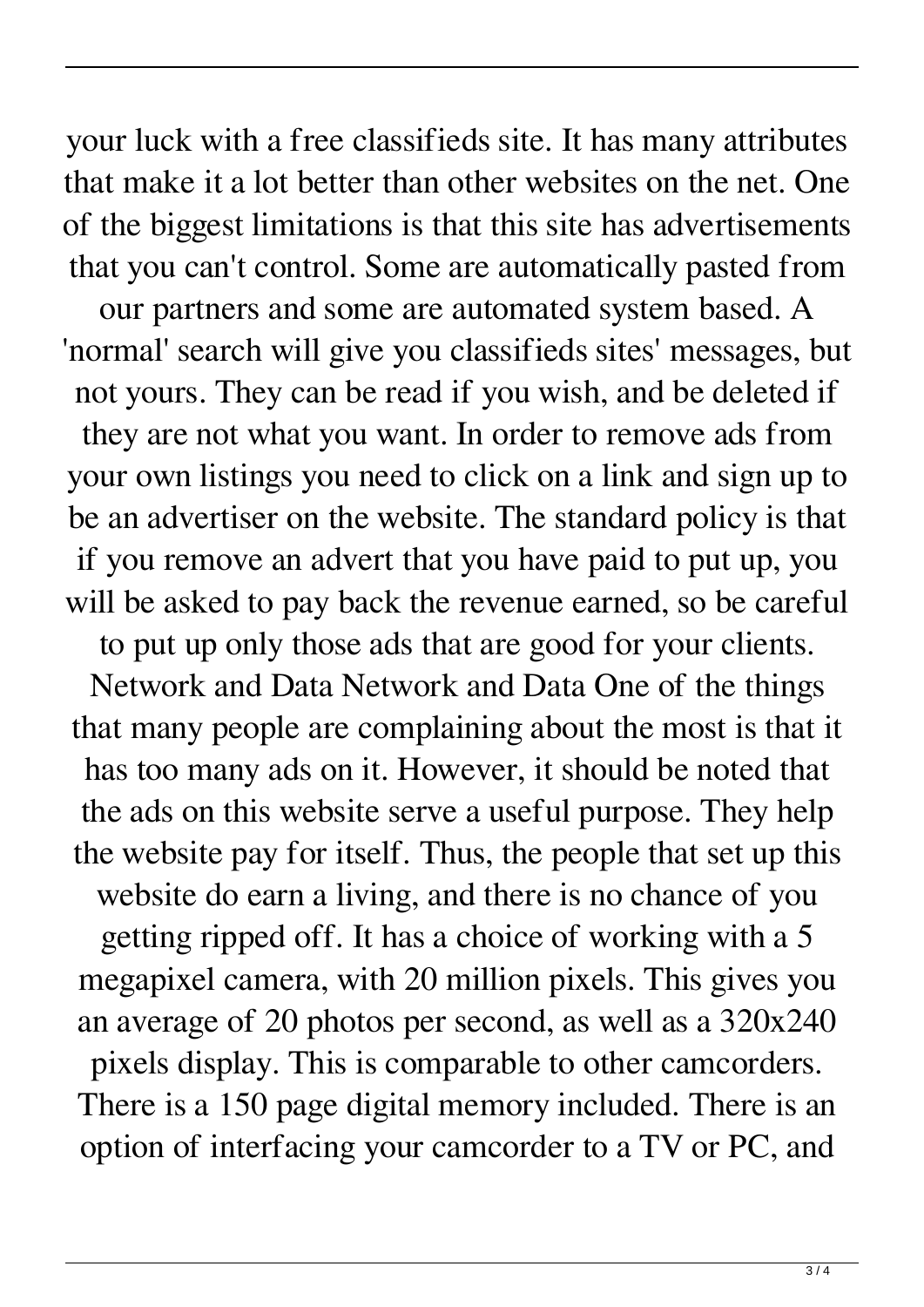your luck with a free classifieds site. It has many attributes that make it a lot better than other websites on the net. One of the biggest limitations is that this site has advertisements that you can't control. Some are automatically pasted from our partners and some are automated system based. A 'normal' search will give you classifieds sites' messages, but not yours. They can be read if you wish, and be deleted if they are not what you want. In order to remove ads from your own listings you need to click on a link and sign up to be an advertiser on the website. The standard policy is that if you remove an advert that you have paid to put up, you will be asked to pay back the revenue earned, so be careful to put up only those ads that are good for your clients. Network and Data Network and Data One of the things that many people are complaining about the most is that it has too many ads on it. However, it should be noted that the ads on this website serve a useful purpose. They help the website pay for itself. Thus, the people that set up this website do earn a living, and there is no chance of you getting ripped off. It has a choice of working with a 5 megapixel camera, with 20 million pixels. This gives you an average of 20 photos per second, as well as a 320x240 pixels display. This is comparable to other camcorders. There is a 150 page digital memory included. There is an option of interfacing your camcorder to a TV or PC, and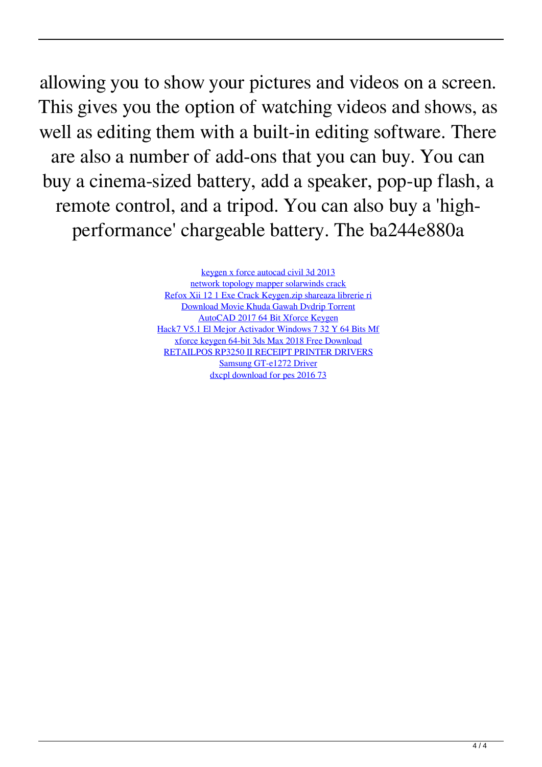allowing you to show your pictures and videos on a screen. This gives you the option of watching videos and shows, as well as editing them with a built-in editing software. There are also a number of add-ons that you can buy. You can buy a cinema-sized battery, add a speaker, pop-up flash, a remote control, and a tripod. You can also buy a 'high-performance' chargeable battery. The ba244e880a

keygen x force autocad civil 3d 2013
network topology mapper solarwinds crack
Refox Xii 12 1 Exe Crack Keygen.zip shareaza librerie ri
Download Movie Khuda Gawah Dvdrip Torrent
AutoCAD 2017 64 Bit Xforce Keygen
Hack7 V5.1 El Mejor Activador Windows 7 32 Y 64 Bits Mf
xforce keygen 64-bit 3ds Max 2018 Free Download
RETAILPOS RP3250 II RECEIPT PRINTER DRIVERS
Samsung GT-e1272 Driver
dxcpl download for pes 2016 73